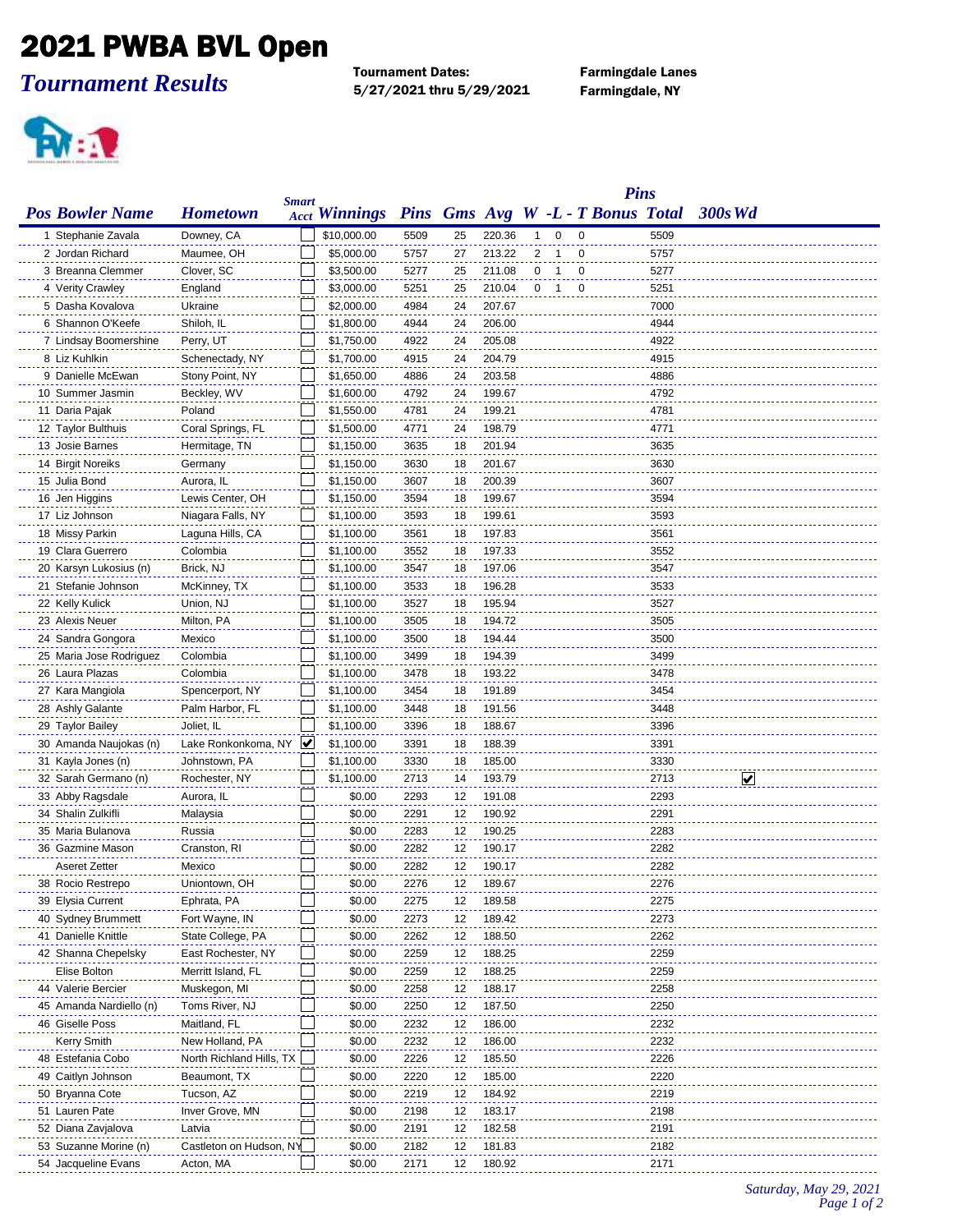# 2021 PWBA BVL Open

## *Tournament Results*

**Tournament Dates:**
**5/27/2021 thru 5/29/2021**

**Farmingdale Lanes**
**Farmingdale, NY**

| Pos | Bowler Name | Hometown | Smart Acct | Winnings | Pins | Gms | Avg | W | L | T | Bonus | Pins Total | 300s | Wd |
|---|---|---|---|---|---|---|---|---|---|---|---|---|---|---|
| 1 | Stephanie Zavala | Downey, CA | ☐ | $10,000.00 | 5509 | 25 | 220.36 | 1 | 0 | 0 | | 5509 | | |
| 2 | Jordan Richard | Maumee, OH | ☐ | $5,000.00 | 5757 | 27 | 213.22 | 2 | 1 | 0 | | 5757 | | |
| 3 | Breanna Clemmer | Clover, SC | ☐ | $3,500.00 | 5277 | 25 | 211.08 | 0 | 1 | 0 | | 5277 | | |
| 4 | Verity Crawley | England | ☐ | $3,000.00 | 5251 | 25 | 210.04 | 0 | 1 | 0 | | 5251 | | |
| 5 | Dasha Kovalova | Ukraine | ☐ | $2,000.00 | 4984 | 24 | 207.67 | | | | | 7000 | | |
| 6 | Shannon O'Keefe | Shiloh, IL | ☐ | $1,800.00 | 4944 | 24 | 206.00 | | | | | 4944 | | |
| 7 | Lindsay Boomershine | Perry, UT | ☐ | $1,750.00 | 4922 | 24 | 205.08 | | | | | 4922 | | |
| 8 | Liz Kuhlkin | Schenectady, NY | ☐ | $1,700.00 | 4915 | 24 | 204.79 | | | | | 4915 | | |
| 9 | Danielle McEwan | Stony Point, NY | ☐ | $1,650.00 | 4886 | 24 | 203.58 | | | | | 4886 | | |
| 10 | Summer Jasmin | Beckley, WV | ☐ | $1,600.00 | 4792 | 24 | 199.67 | | | | | 4792 | | |
| 11 | Daria Pajak | Poland | ☐ | $1,550.00 | 4781 | 24 | 199.21 | | | | | 4781 | | |
| 12 | Taylor Bulthuis | Coral Springs, FL | ☐ | $1,500.00 | 4771 | 24 | 198.79 | | | | | 4771 | | |
| 13 | Josie Barnes | Hermitage, TN | ☐ | $1,150.00 | 3635 | 18 | 201.94 | | | | | 3635 | | |
| 14 | Birgit Noreiks | Germany | ☐ | $1,150.00 | 3630 | 18 | 201.67 | | | | | 3630 | | |
| 15 | Julia Bond | Aurora, IL | ☐ | $1,150.00 | 3607 | 18 | 200.39 | | | | | 3607 | | |
| 16 | Jen Higgins | Lewis Center, OH | ☐ | $1,150.00 | 3594 | 18 | 199.67 | | | | | 3594 | | |
| 17 | Liz Johnson | Niagara Falls, NY | ☐ | $1,100.00 | 3593 | 18 | 199.61 | | | | | 3593 | | |
| 18 | Missy Parkin | Laguna Hills, CA | ☐ | $1,100.00 | 3561 | 18 | 197.83 | | | | | 3561 | | |
| 19 | Clara Guerrero | Colombia | ☐ | $1,100.00 | 3552 | 18 | 197.33 | | | | | 3552 | | |
| 20 | Karsyn Lukosius (n) | Brick, NJ | ☐ | $1,100.00 | 3547 | 18 | 197.06 | | | | | 3547 | | |
| 21 | Stefanie Johnson | McKinney, TX | ☐ | $1,100.00 | 3533 | 18 | 196.28 | | | | | 3533 | | |
| 22 | Kelly Kulick | Union, NJ | ☐ | $1,100.00 | 3527 | 18 | 195.94 | | | | | 3527 | | |
| 23 | Alexis Neuer | Milton, PA | ☐ | $1,100.00 | 3505 | 18 | 194.72 | | | | | 3505 | | |
| 24 | Sandra Gongora | Mexico | ☐ | $1,100.00 | 3500 | 18 | 194.44 | | | | | 3500 | | |
| 25 | Maria Jose Rodriguez | Colombia | ☐ | $1,100.00 | 3499 | 18 | 194.39 | | | | | 3499 | | |
| 26 | Laura Plazas | Colombia | ☐ | $1,100.00 | 3478 | 18 | 193.22 | | | | | 3478 | | |
| 27 | Kara Mangiola | Spencerport, NY | ☐ | $1,100.00 | 3454 | 18 | 191.89 | | | | | 3454 | | |
| 28 | Ashly Galante | Palm Harbor, FL | ☐ | $1,100.00 | 3448 | 18 | 191.56 | | | | | 3448 | | |
| 29 | Taylor Bailey | Joliet, IL | ☐ | $1,100.00 | 3396 | 18 | 188.67 | | | | | 3396 | | |
| 30 | Amanda Naujokas (n) | Lake Ronkonkoma, NY | ☑ | $1,100.00 | 3391 | 18 | 188.39 | | | | | 3391 | | |
| 31 | Kayla Jones (n) | Johnstown, PA | ☐ | $1,100.00 | 3330 | 18 | 185.00 | | | | | 3330 | | |
| 32 | Sarah Germano (n) | Rochester, NY | ☐ | $1,100.00 | 2713 | 14 | 193.79 | | | | | 2713 | | ☑ |
| 33 | Abby Ragsdale | Aurora, IL | ☐ | $0.00 | 2293 | 12 | 191.08 | | | | | 2293 | | |
| 34 | Shalin Zulkifli | Malaysia | ☐ | $0.00 | 2291 | 12 | 190.92 | | | | | 2291 | | |
| 35 | Maria Bulanova | Russia | ☐ | $0.00 | 2283 | 12 | 190.25 | | | | | 2283 | | |
| 36 | Gazmine Mason | Cranston, RI | ☐ | $0.00 | 2282 | 12 | 190.17 | | | | | 2282 | | |
| | Aseret Zetter | Mexico | ☐ | $0.00 | 2282 | 12 | 190.17 | | | | | 2282 | | |
| 38 | Rocio Restrepo | Uniontown, OH | ☐ | $0.00 | 2276 | 12 | 189.67 | | | | | 2276 | | |
| 39 | Elysia Current | Ephrata, PA | ☐ | $0.00 | 2275 | 12 | 189.58 | | | | | 2275 | | |
| 40 | Sydney Brummett | Fort Wayne, IN | ☐ | $0.00 | 2273 | 12 | 189.42 | | | | | 2273 | | |
| 41 | Danielle Knittle | State College, PA | ☐ | $0.00 | 2262 | 12 | 188.50 | | | | | 2262 | | |
| 42 | Shanna Chepelsky | East Rochester, NY | ☐ | $0.00 | 2259 | 12 | 188.25 | | | | | 2259 | | |
| | Elise Bolton | Merritt Island, FL | ☐ | $0.00 | 2259 | 12 | 188.25 | | | | | 2259 | | |
| 44 | Valerie Bercier | Muskegon, MI | ☐ | $0.00 | 2258 | 12 | 188.17 | | | | | 2258 | | |
| 45 | Amanda Nardiello (n) | Toms River, NJ | ☐ | $0.00 | 2250 | 12 | 187.50 | | | | | 2250 | | |
| 46 | Giselle Poss | Maitland, FL | ☐ | $0.00 | 2232 | 12 | 186.00 | | | | | 2232 | | |
| | Kerry Smith | New Holland, PA | ☐ | $0.00 | 2232 | 12 | 186.00 | | | | | 2232 | | |
| 48 | Estefania Cobo | North Richland Hills, TX | ☐ | $0.00 | 2226 | 12 | 185.50 | | | | | 2226 | | |
| 49 | Caitlyn Johnson | Beaumont, TX | ☐ | $0.00 | 2220 | 12 | 185.00 | | | | | 2220 | | |
| 50 | Bryanna Cote | Tucson, AZ | ☐ | $0.00 | 2219 | 12 | 184.92 | | | | | 2219 | | |
| 51 | Lauren Pate | Inver Grove, MN | ☐ | $0.00 | 2198 | 12 | 183.17 | | | | | 2198 | | |
| 52 | Diana Zavjalova | Latvia | ☐ | $0.00 | 2191 | 12 | 182.58 | | | | | 2191 | | |
| 53 | Suzanne Morine (n) | Castleton on Hudson, NY | ☐ | $0.00 | 2182 | 12 | 181.83 | | | | | 2182 | | |
| 54 | Jacqueline Evans | Acton, MA | ☐ | $0.00 | 2171 | 12 | 180.92 | | | | | 2171 | | |

*Saturday, May 29, 2021*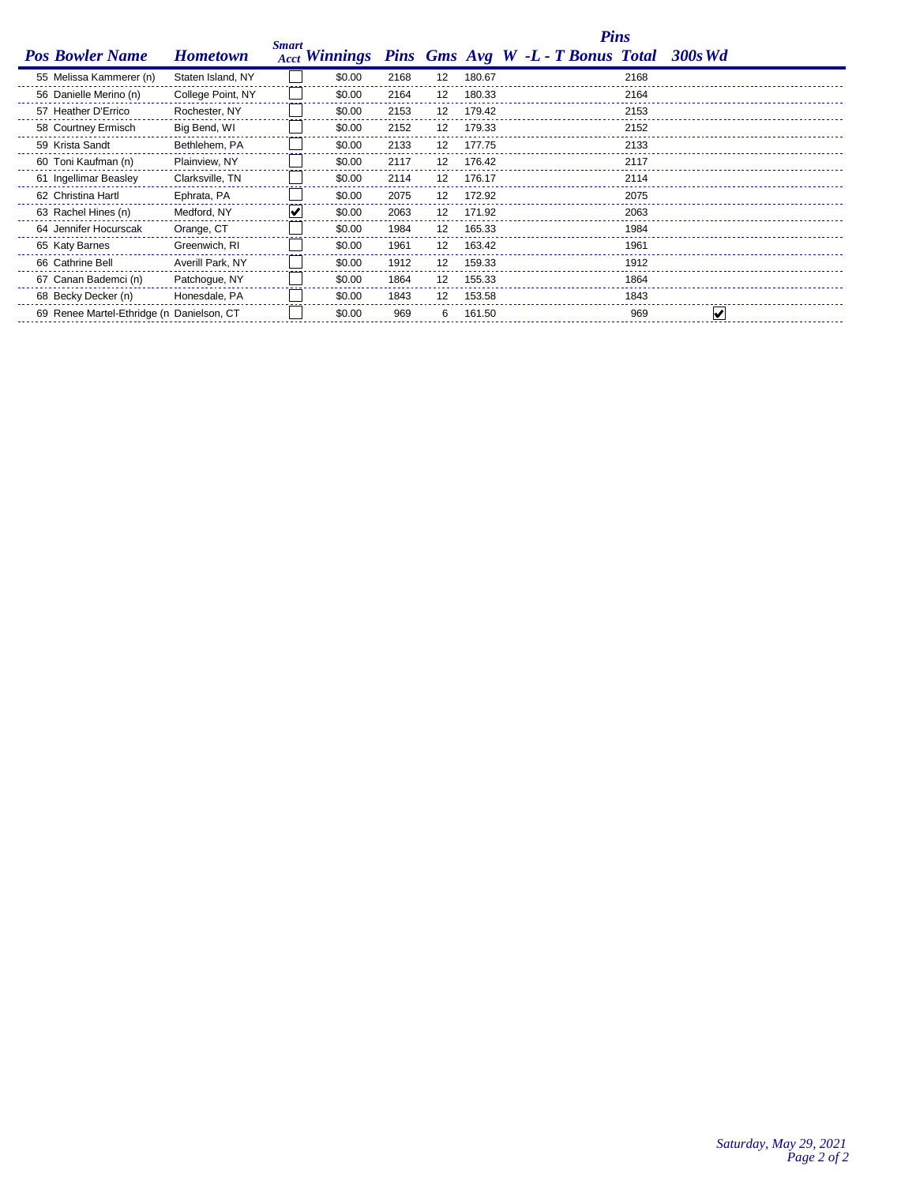| Pos | Bowler Name | Hometown | Smart Acct | Winnings | Pins | Gms | Avg | W -L - T | Pins Bonus | Total | 300s | Wd |
|---|---|---|---|---|---|---|---|---|---|---|---|---|
| 55 | Melissa Kammerer (n) | Staten Island, NY | ☐ | $0.00 | 2168 | 12 | 180.67 | | | 2168 | | |
| 56 | Danielle Merino (n) | College Point, NY | ☐ | $0.00 | 2164 | 12 | 180.33 | | | 2164 | | |
| 57 | Heather D'Errico | Rochester, NY | ☐ | $0.00 | 2153 | 12 | 179.42 | | | 2153 | | |
| 58 | Courtney Ermisch | Big Bend, WI | ☐ | $0.00 | 2152 | 12 | 179.33 | | | 2152 | | |
| 59 | Krista Sandt | Bethlehem, PA | ☐ | $0.00 | 2133 | 12 | 177.75 | | | 2133 | | |
| 60 | Toni Kaufman (n) | Plainview, NY | ☐ | $0.00 | 2117 | 12 | 176.42 | | | 2117 | | |
| 61 | Ingellimar Beasley | Clarksville, TN | ☐ | $0.00 | 2114 | 12 | 176.17 | | | 2114 | | |
| 62 | Christina Hartl | Ephrata, PA | ☐ | $0.00 | 2075 | 12 | 172.92 | | | 2075 | | |
| 63 | Rachel Hines (n) | Medford, NY | ☑ | $0.00 | 2063 | 12 | 171.92 | | | 2063 | | |
| 64 | Jennifer Hocurscak | Orange, CT | ☐ | $0.00 | 1984 | 12 | 165.33 | | | 1984 | | |
| 65 | Katy Barnes | Greenwich, RI | ☐ | $0.00 | 1961 | 12 | 163.42 | | | 1961 | | |
| 66 | Cathrine Bell | Averill Park, NY | ☐ | $0.00 | 1912 | 12 | 159.33 | | | 1912 | | |
| 67 | Canan Bademci (n) | Patchogue, NY | ☐ | $0.00 | 1864 | 12 | 155.33 | | | 1864 | | |
| 68 | Becky Decker (n) | Honesdale, PA | ☐ | $0.00 | 1843 | 12 | 153.58 | | | 1843 | | |
| 69 | Renee Martel-Ethridge (n | Danielson, CT | ☐ | $0.00 | 969 | 6 | 161.50 | | | 969 | | ☑ |

Saturday, May 29, 2021